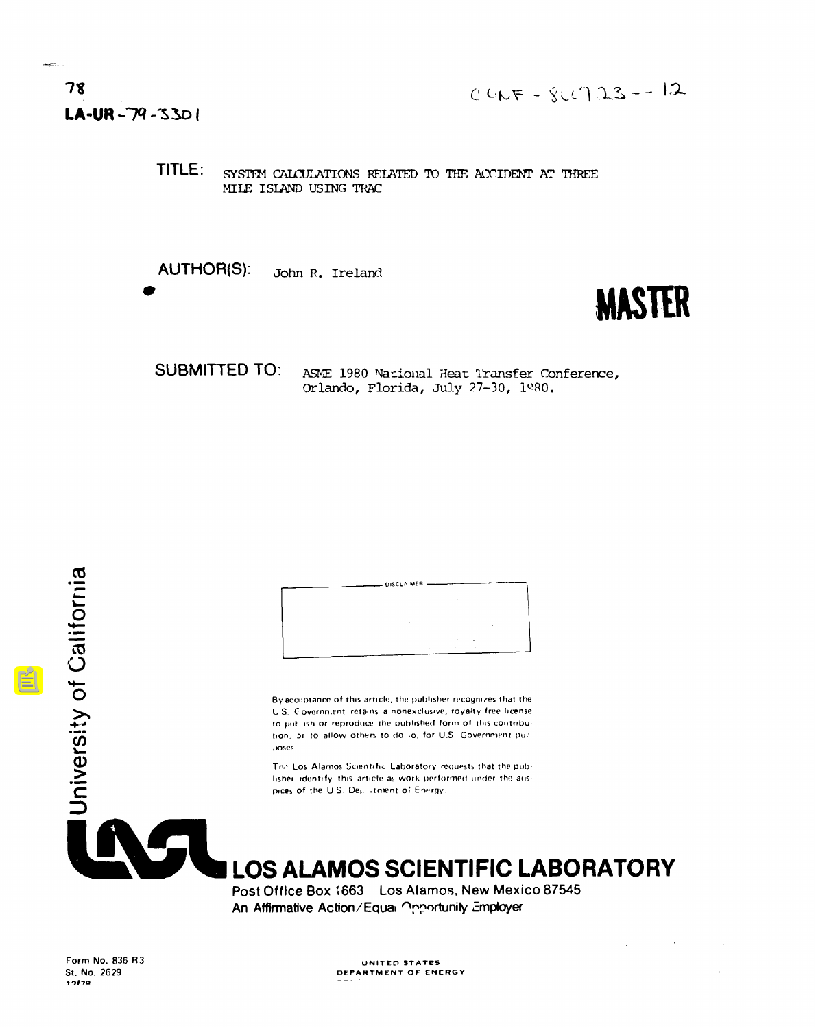78

LA-UR-79-3301

CONF-800723--12

**TITLE:** SYSTEM CALCULATIONS RELATED TO THE ACCIDENT AT THREE MILE ISLAND USING TRAC

**AUTHOR(S):** John R. Ireland

**MASTER**

**SUBMITTED TO:** ASME 1980 National Heat Transfer Conference, Orlando, Florida, July 27-30, 1980.

University of California

DISCLAIMER

By acceptance of this article, the publisher recognizes that the U.S. Government retains a nonexclusive, royalty free license to publish or reproduce the published form of this contribution, or to allow others to do so, for U.S. Government purposes.

The Los Alamos Scientific Laboratory requests that the publisher identify this article as work performed under the auspices of the U.S. Department of Energy.

**LOS ALAMOS SCIENTIFIC LABORATORY**

Post Office Box 1663 Los Alamos, New Mexico 87545

An Affirmative Action/Equal Opportunity Employer

Form No. 836 R3
St. No. 2629
12/78

UNITED STATES
DEPARTMENT OF ENERGY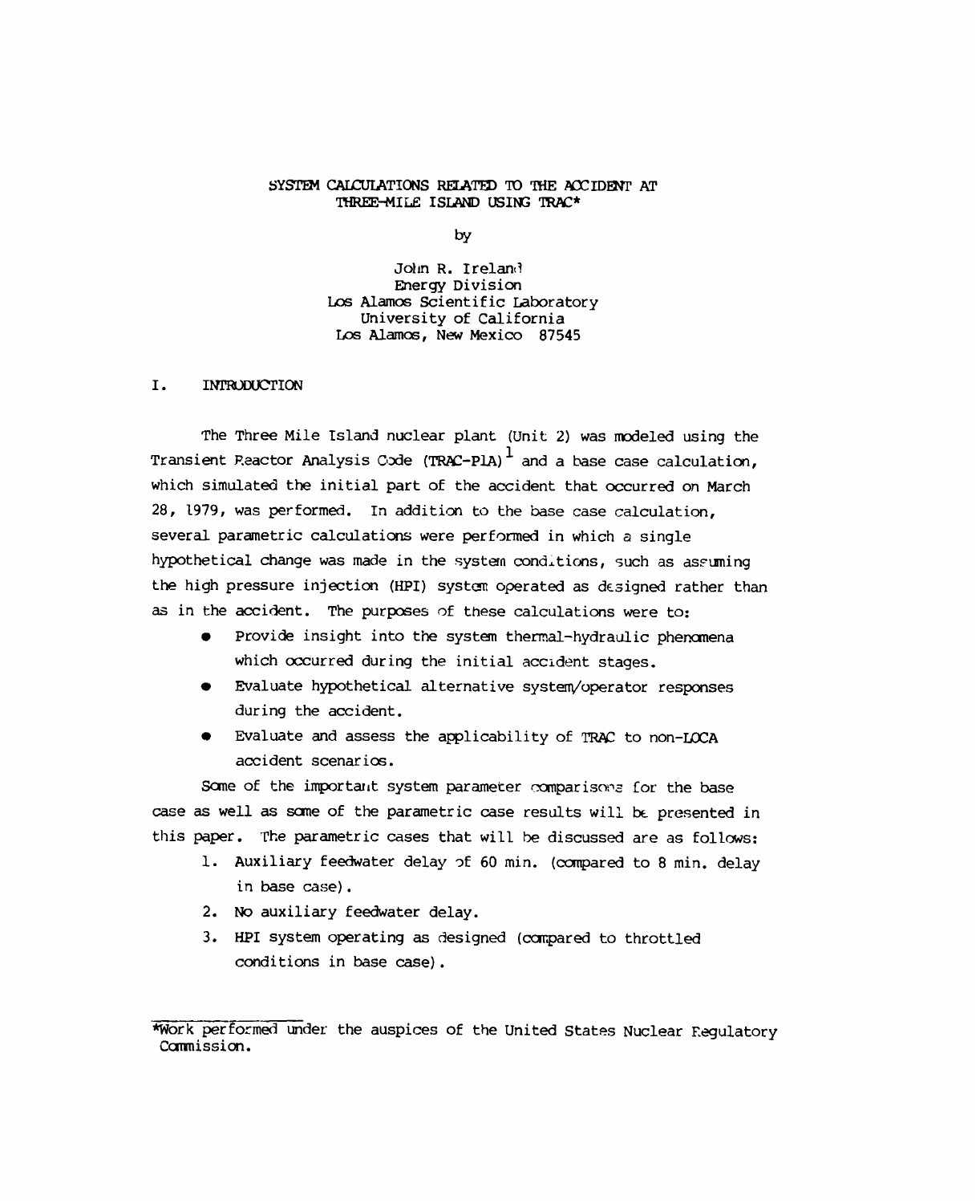# SYSTEM CALCULATIONS RELATED TO THE ACCIDENT AT THREE-MILE ISLAND USING TRAC*

by

John R. Ireland
Energy Division
Los Alamos Scientific Laboratory
University of California
Los Alamos, New Mexico 87545

## I. INTRODUCTION

The Three Mile Island nuclear plant (Unit 2) was modeled using the Transient Reactor Analysis Code (TRAC-P1A)[1] and a base case calculation, which simulated the initial part of the accident that occurred on March 28, 1979, was performed. In addition to the base case calculation, several parametric calculations were performed in which a single hypothetical change was made in the system conditions, such as assuming the high pressure injection (HPI) system operated as designed rather than as in the accident. The purposes of these calculations were to:

- Provide insight into the system thermal-hydraulic phenomena which occurred during the initial accident stages.
- Evaluate hypothetical alternative system/operator responses during the accident.
- Evaluate and assess the applicability of TRAC to non-LOCA accident scenarios.

Some of the important system parameter comparisons for the base case as well as some of the parametric case results will be presented in this paper. The parametric cases that will be discussed are as follows:

1. Auxiliary feedwater delay of 60 min. (compared to 8 min. delay in base case).
2. No auxiliary feedwater delay.
3. HPI system operating as designed (compared to throttled conditions in base case).

*Work performed under the auspices of the United States Nuclear Regulatory Commission.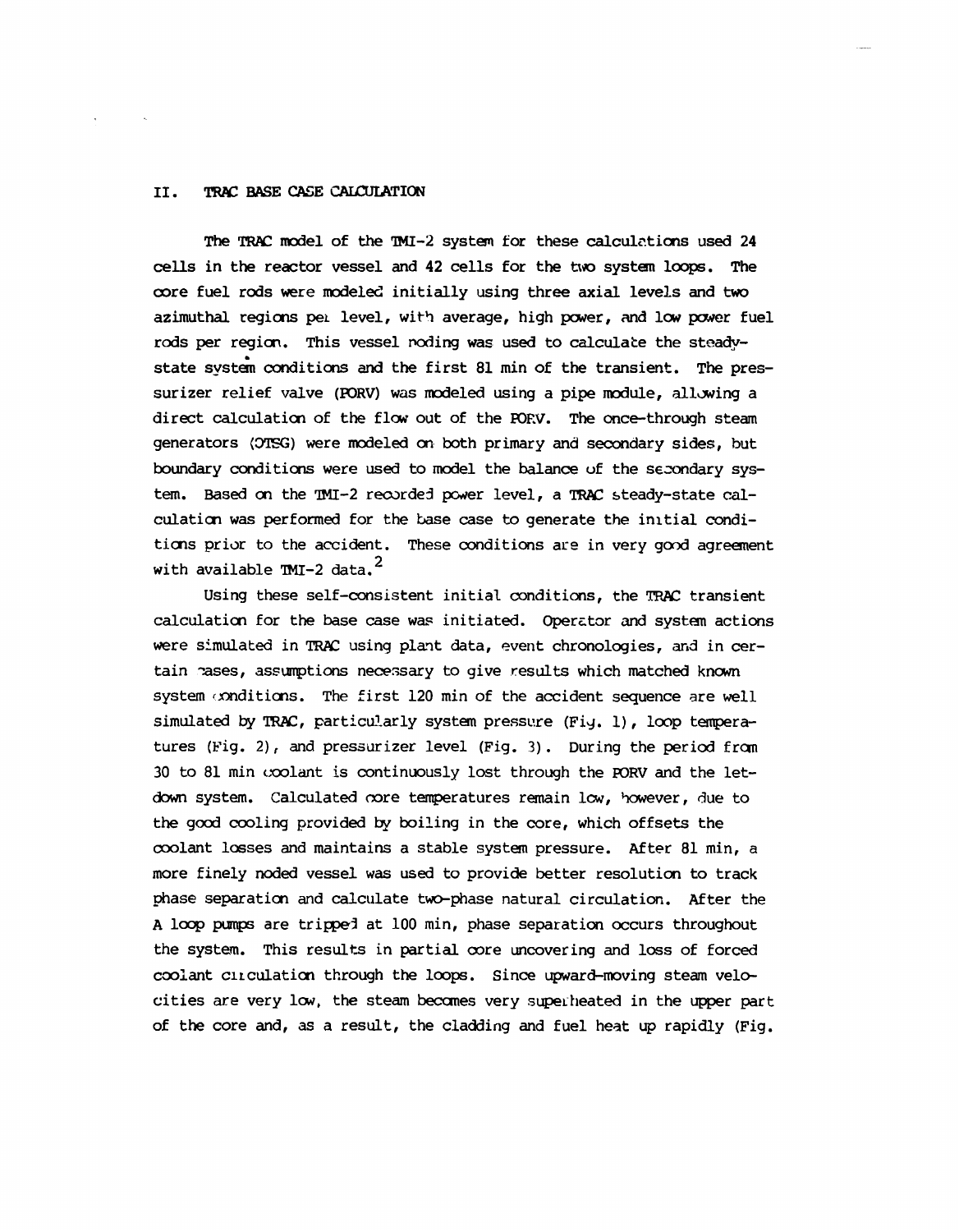## II. TRAC BASE CASE CALCULATION

The TRAC model of the TMI-2 system for these calculations used 24 cells in the reactor vessel and 42 cells for the two system loops. The core fuel rods were modeled initially using three axial levels and two azimuthal regions per level, with average, high power, and low power fuel rods per region. This vessel noding was used to calculate the steady-state system conditions and the first 81 min of the transient. The pressurizer relief valve (PORV) was modeled using a pipe module, allowing a direct calculation of the flow out of the PORV. The once-through steam generators (OTSG) were modeled on both primary and secondary sides, but boundary conditions were used to model the balance of the secondary system. Based on the TMI-2 recorded power level, a TRAC steady-state calculation was performed for the base case to generate the initial conditions prior to the accident. These conditions are in very good agreement with available TMI-2 data.[2]

Using these self-consistent initial conditions, the TRAC transient calculation for the base case was initiated. Operator and system actions were simulated in TRAC using plant data, event chronologies, and in certain cases, assumptions necessary to give results which matched known system conditions. The first 120 min of the accident sequence are well simulated by TRAC, particularly system pressure (Fig. 1), loop temperatures (Fig. 2), and pressurizer level (Fig. 3). During the period from 30 to 81 min coolant is continuously lost through the PORV and the letdown system. Calculated core temperatures remain low, however, due to the good cooling provided by boiling in the core, which offsets the coolant losses and maintains a stable system pressure. After 81 min, a more finely noded vessel was used to provide better resolution to track phase separation and calculate two-phase natural circulation. After the A loop pumps are tripped at 100 min, phase separation occurs throughout the system. This results in partial core uncovering and loss of forced coolant circulation through the loops. Since upward-moving steam velocities are very low, the steam becomes very superheated in the upper part of the core and, as a result, the cladding and fuel heat up rapidly (Fig.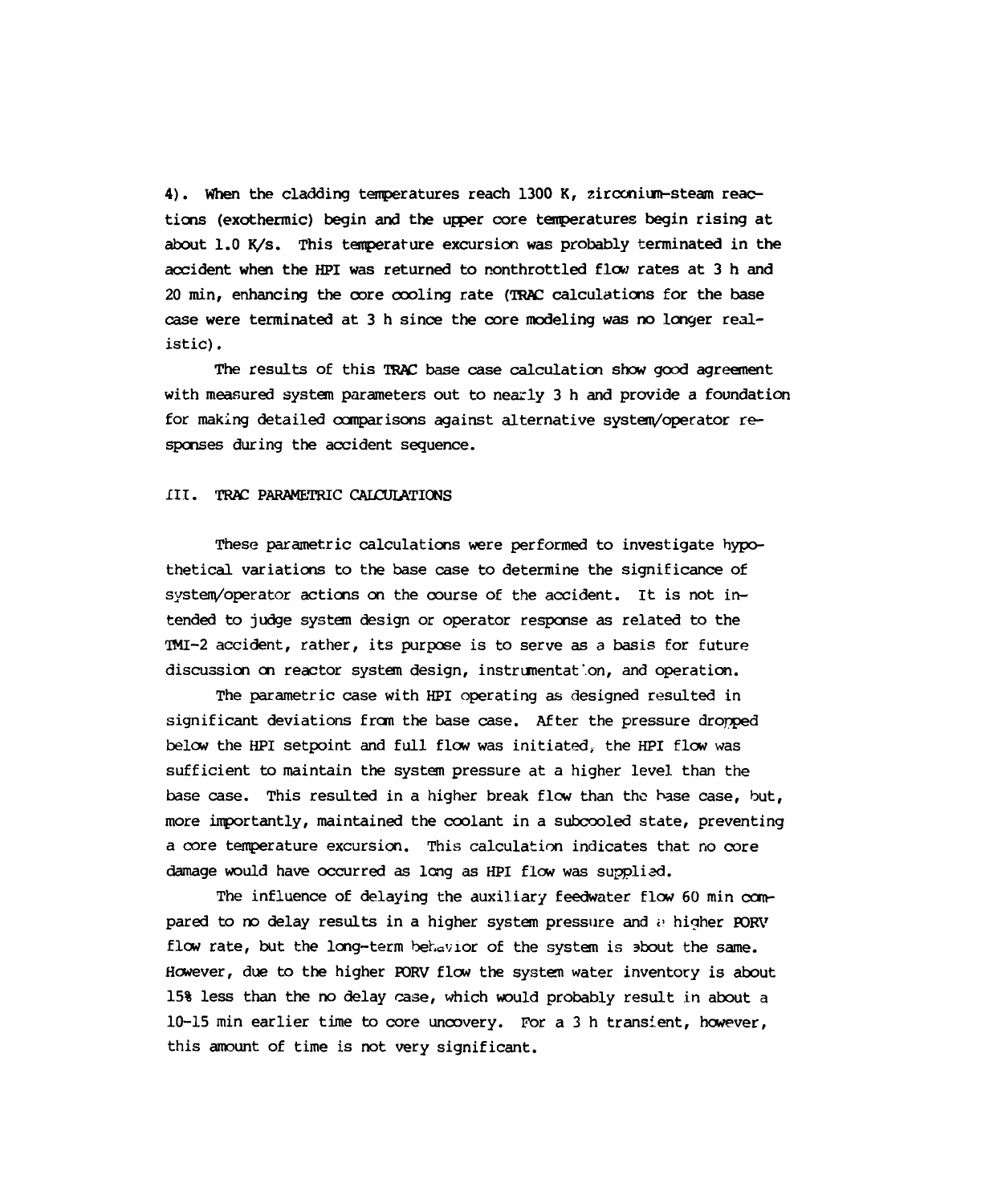4). When the cladding temperatures reach 1300 K, zirconium-steam reactions (exothermic) begin and the upper core temperatures begin rising at about 1.0 K/s. This temperature excursion was probably terminated in the accident when the HPI was returned to nonthrottled flow rates at 3 h and 20 min, enhancing the core cooling rate (TRAC calculations for the base case were terminated at 3 h since the core modeling was no longer realistic).

The results of this TRAC base case calculation show good agreement with measured system parameters out to nearly 3 h and provide a foundation for making detailed comparisons against alternative system/operator responses during the accident sequence.

## III. TRAC PARAMETRIC CALCULATIONS

These parametric calculations were performed to investigate hypothetical variations to the base case to determine the significance of system/operator actions on the course of the accident. It is not intended to judge system design or operator response as related to the TMI-2 accident, rather, its purpose is to serve as a basis for future discussion on reactor system design, instrumentation, and operation.

The parametric case with HPI operating as designed resulted in significant deviations from the base case. After the pressure dropped below the HPI setpoint and full flow was initiated, the HPI flow was sufficient to maintain the system pressure at a higher level than the base case. This resulted in a higher break flow than the base case, but, more importantly, maintained the coolant in a subcooled state, preventing a core temperature excursion. This calculation indicates that no core damage would have occurred as long as HPI flow was supplied.

The influence of delaying the auxiliary feedwater flow 60 min compared to no delay results in a higher system pressure and a higher PORV flow rate, but the long-term behavior of the system is about the same. However, due to the higher PORV flow the system water inventory is about 15% less than the no delay case, which would probably result in about a 10-15 min earlier time to core uncovery. For a 3 h transient, however, this amount of time is not very significant.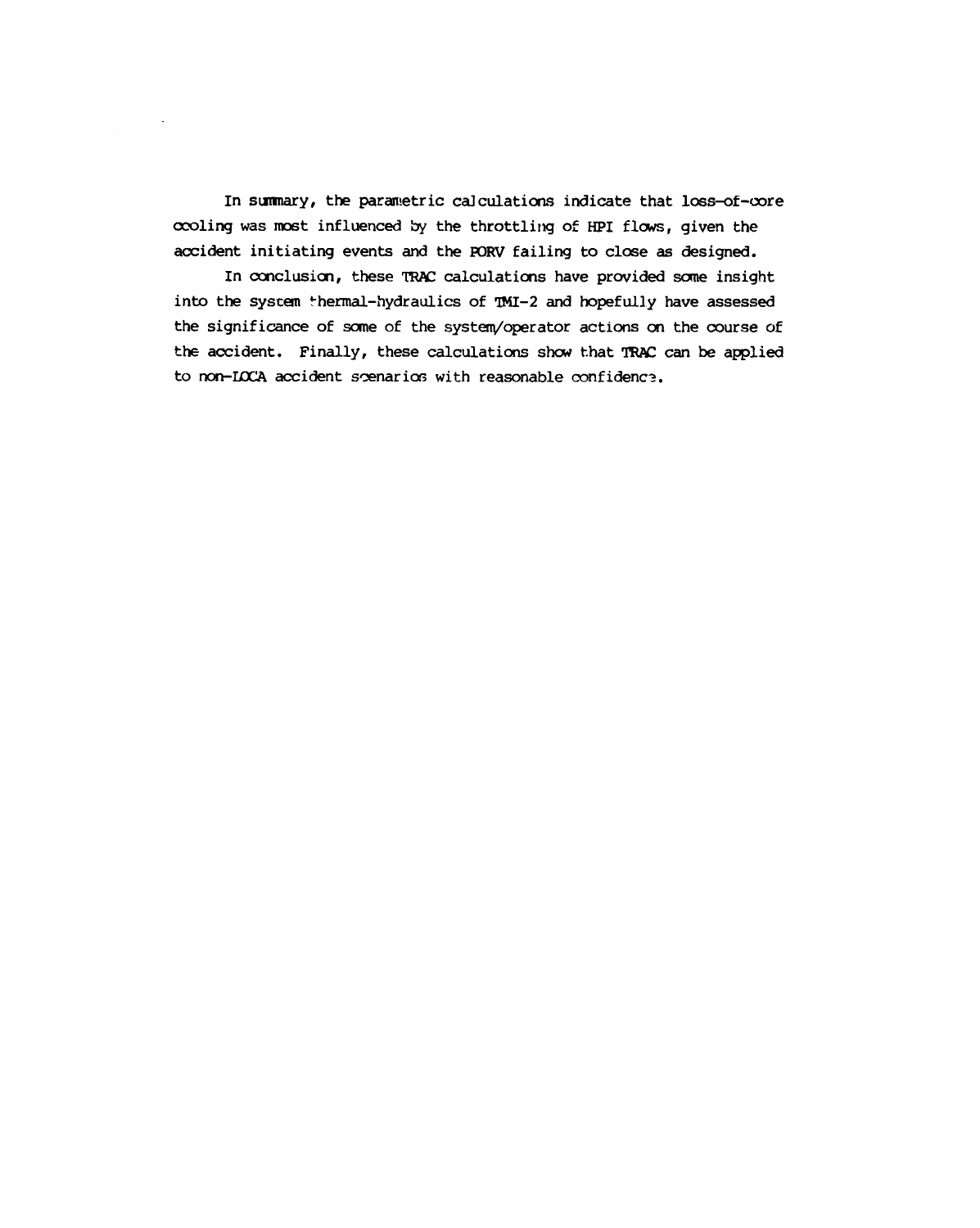In summary, the parametric calculations indicate that loss-of-core cooling was most influenced by the throttling of HPI flows, given the accident initiating events and the PORV failing to close as designed.

In conclusion, these TRAC calculations have provided some insight into the system thermal-hydraulics of TMI-2 and hopefully have assessed the significance of some of the system/operator actions on the course of the accident. Finally, these calculations show that TRAC can be applied to non-LOCA accident scenarios with reasonable confidence.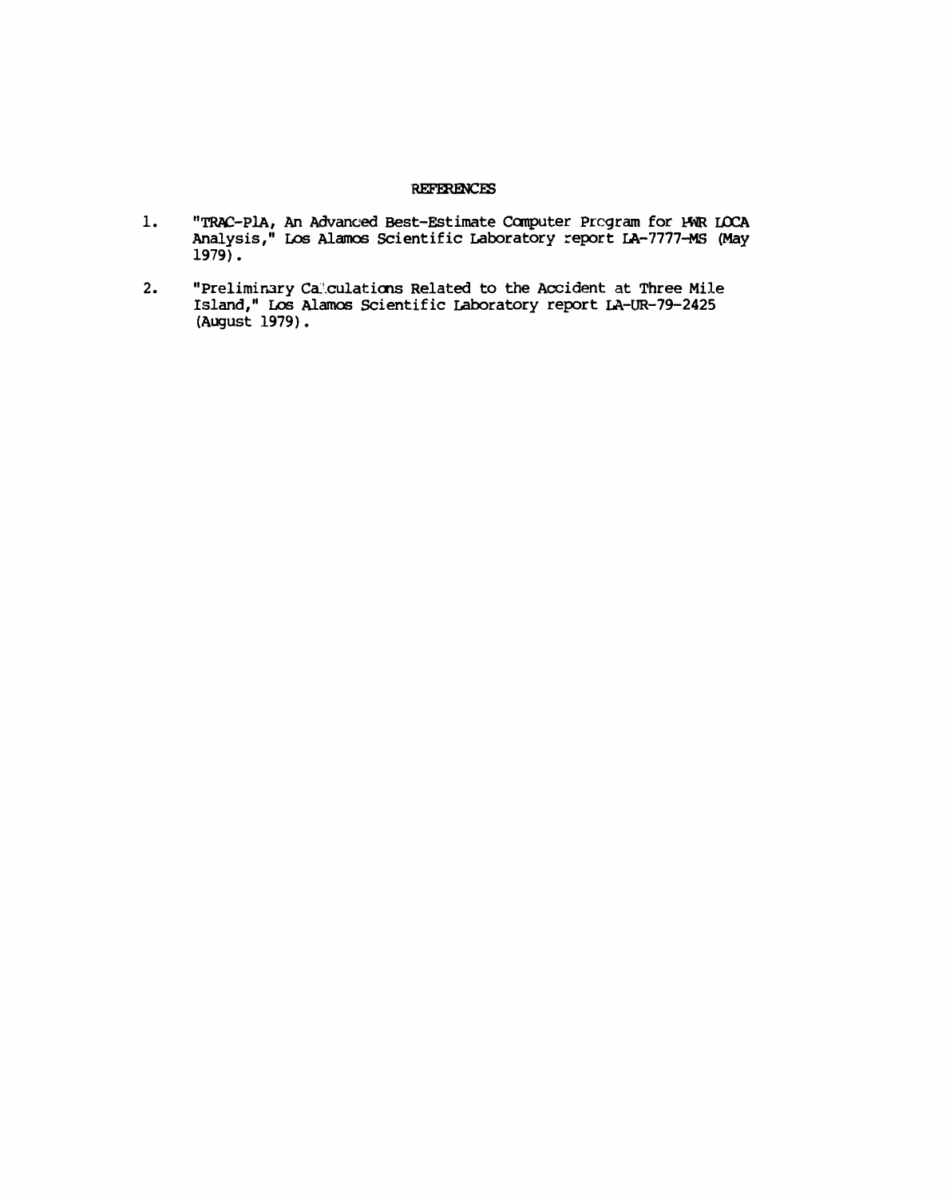# REFERENCES

1. "TRAC-PlA, An Advanced Best-Estimate Computer Program for PWR LOCA Analysis," Los Alamos Scientific Laboratory report LA-7777-MS (May 1979).

2. "Preliminary Calculations Related to the Accident at Three Mile Island," Los Alamos Scientific Laboratory report LA-UR-79-2425 (August 1979).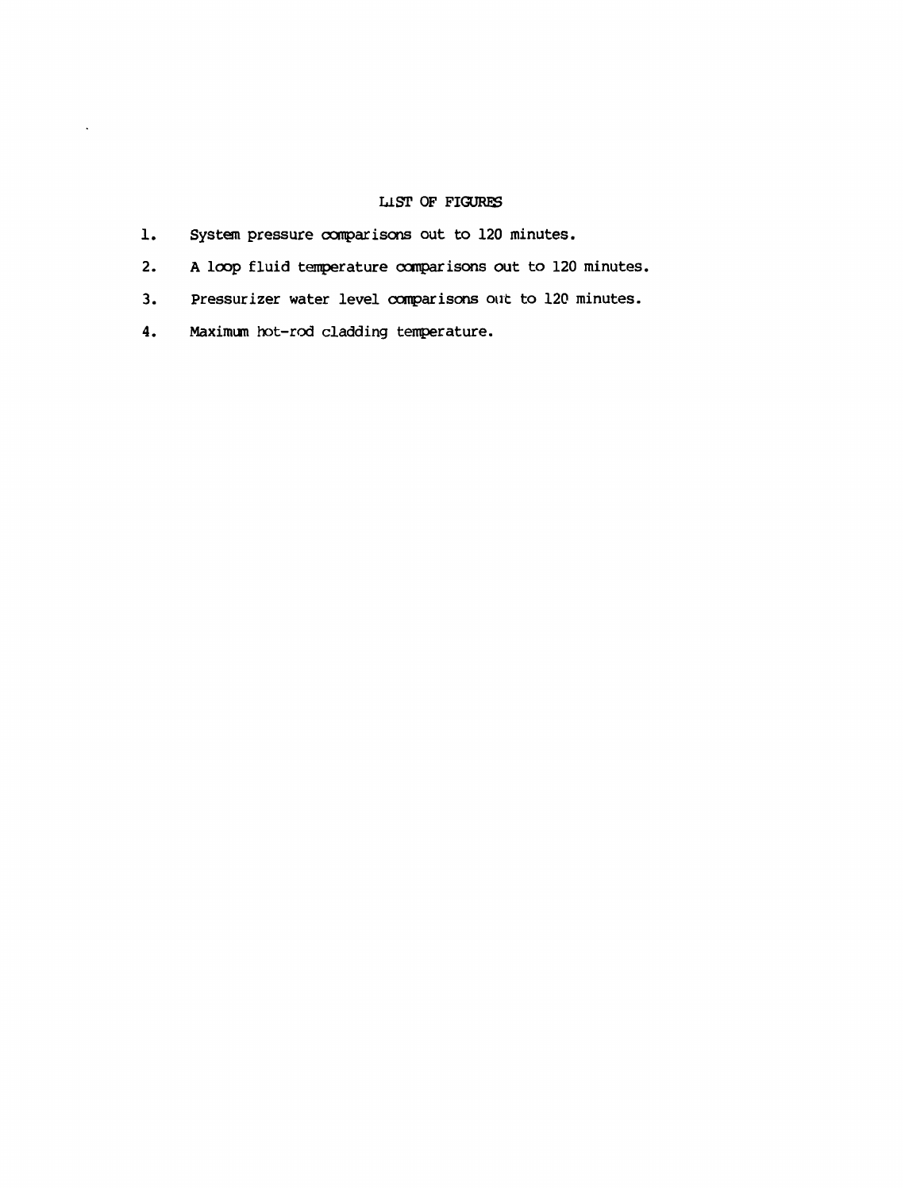## LIST OF FIGURES

1. System pressure comparisons out to 120 minutes.
2. A loop fluid temperature comparisons out to 120 minutes.
3. Pressurizer water level comparisons out to 120 minutes.
4. Maximum hot-rod cladding temperature.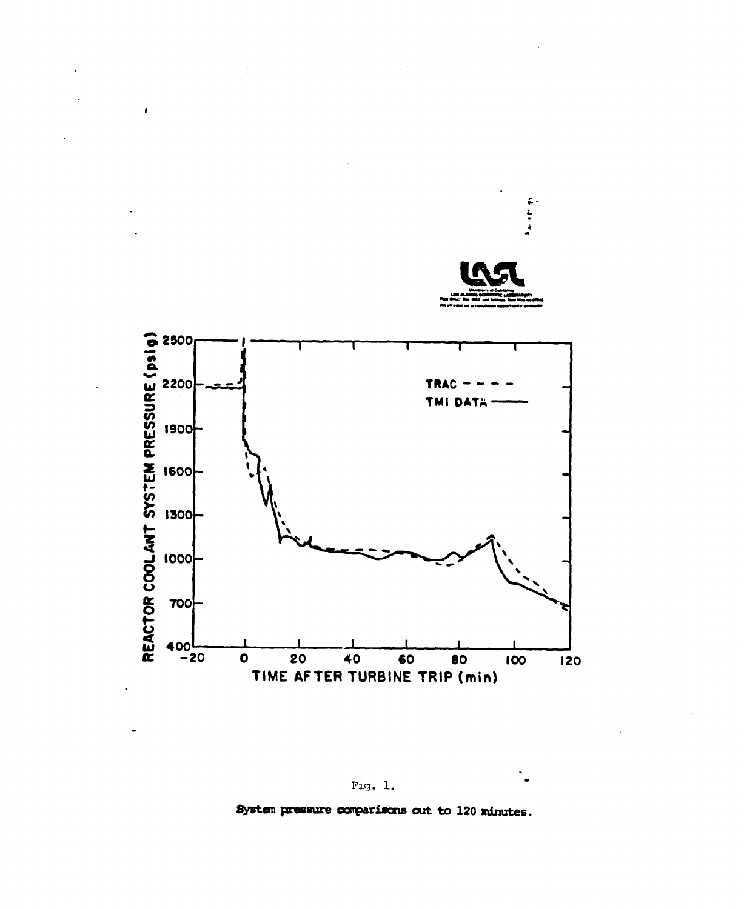Fig. 1.

System pressure comparisons out to 120 minutes.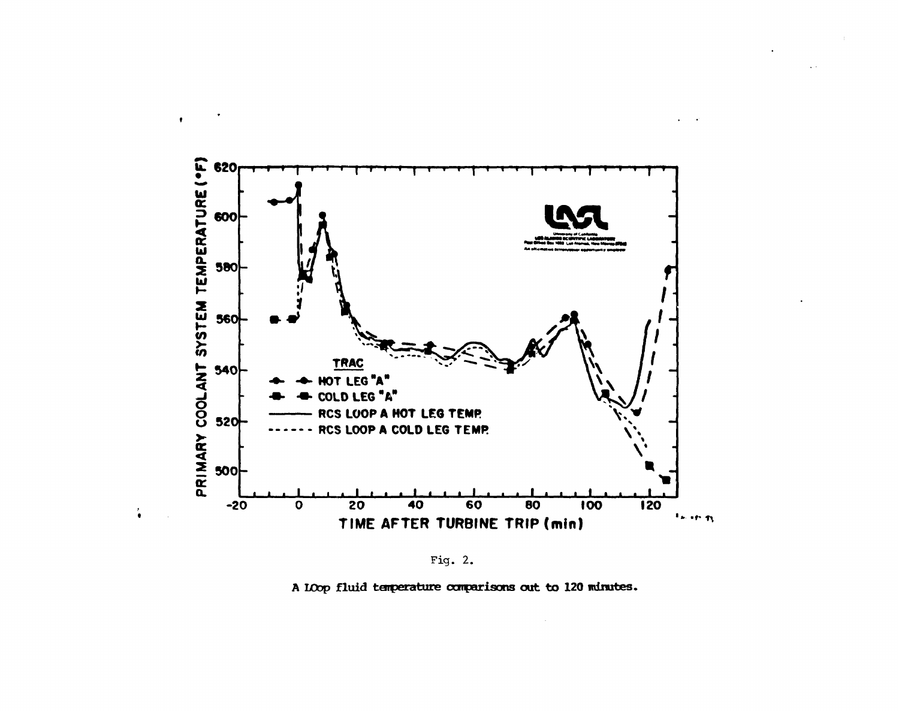Fig. 2.

A LOop fluid temperature comparisons out to 120 minutes.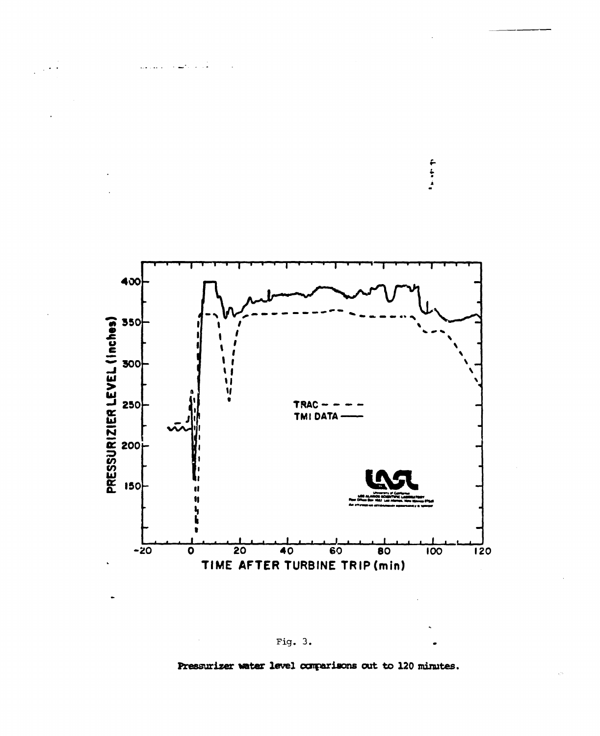Fig. 3.

Pressurizer water level comparisons out to 120 minutes.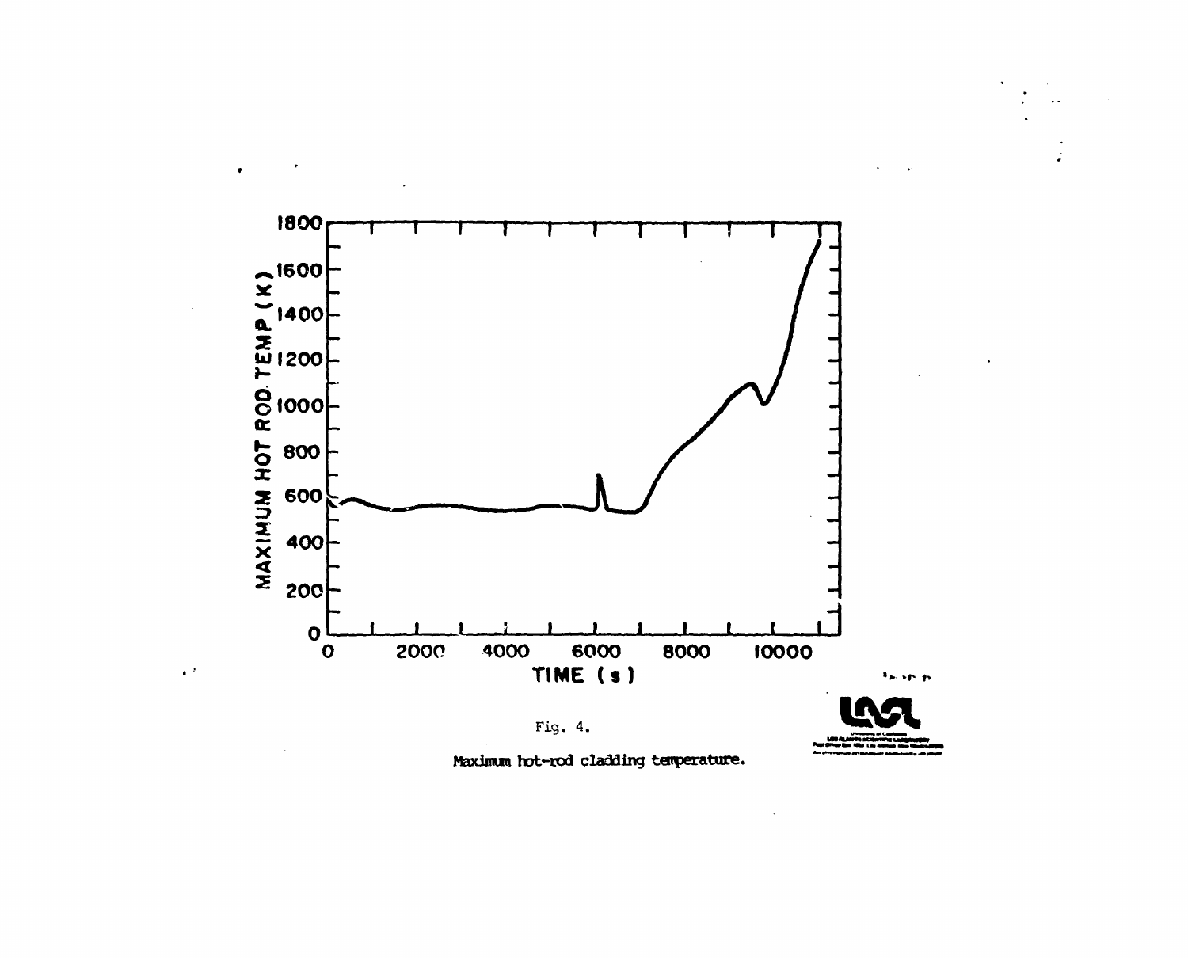1800
1600
1400
1200
1000
800
600
400
200
0

MAXIMUM HOT ROD TEMP (K)

0
2000
4000
6000
8000
10000

TIME (s)

Fig. 4.

Maximum hot-rod cladding temperature.